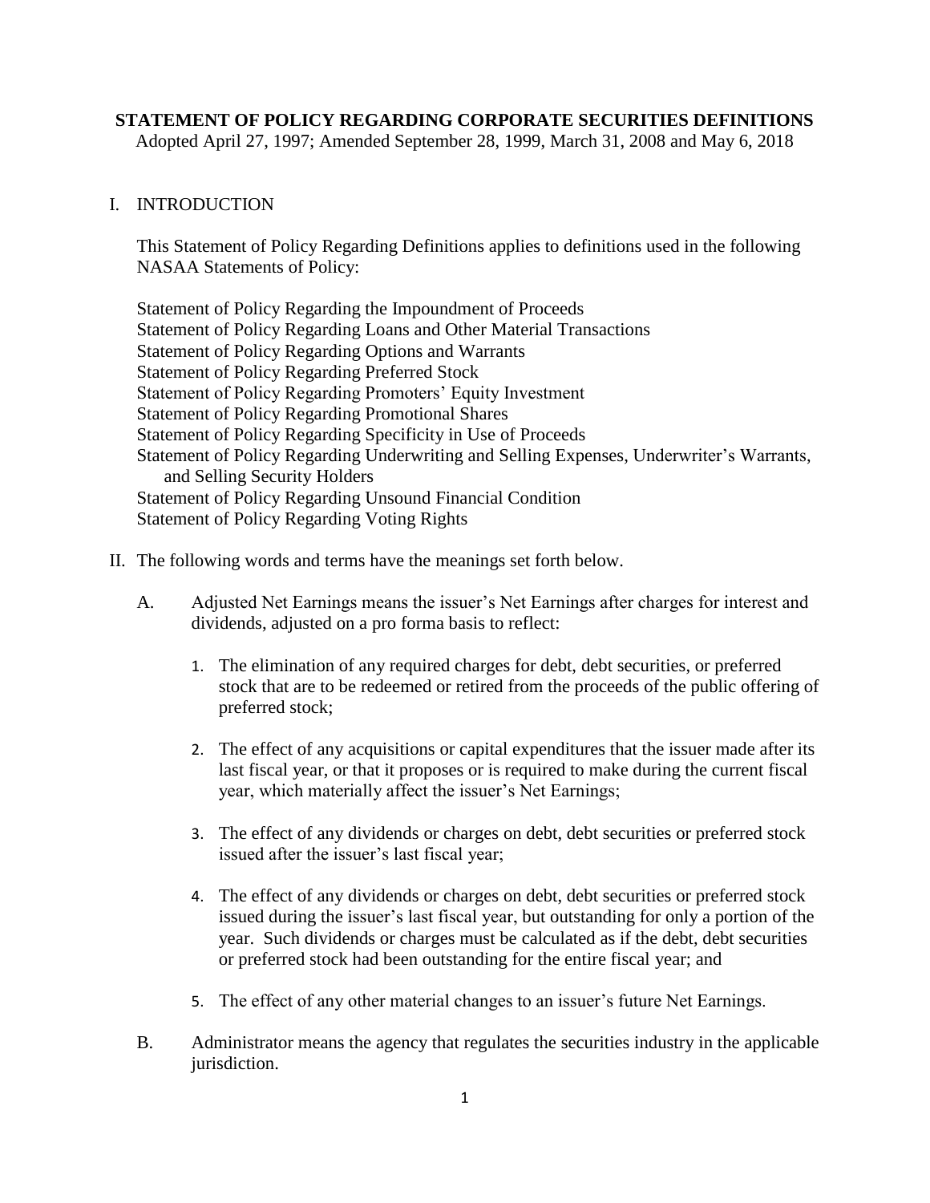# STATEMENT OF POLICY REGARDING CORPORATE SECURITIES DEFINITIONS

Adopted April 27, 1997; Amended September 28, 1999, March 31, 2008 and May 6, 2018

## I. INTRODUCTION

This Statement of Policy Regarding Definitions applies to definitions used in the following NASAA Statements of Policy:

Statement of Policy Regarding the Impoundment of Proceeds
Statement of Policy Regarding Loans and Other Material Transactions
Statement of Policy Regarding Options and Warrants
Statement of Policy Regarding Preferred Stock
Statement of Policy Regarding Promoters' Equity Investment
Statement of Policy Regarding Promotional Shares
Statement of Policy Regarding Specificity in Use of Proceeds
Statement of Policy Regarding Underwriting and Selling Expenses, Underwriter's Warrants, and Selling Security Holders
Statement of Policy Regarding Unsound Financial Condition
Statement of Policy Regarding Voting Rights

## II. The following words and terms have the meanings set forth below.

A. Adjusted Net Earnings means the issuer's Net Earnings after charges for interest and dividends, adjusted on a pro forma basis to reflect:

1. The elimination of any required charges for debt, debt securities, or preferred stock that are to be redeemed or retired from the proceeds of the public offering of preferred stock;

2. The effect of any acquisitions or capital expenditures that the issuer made after its last fiscal year, or that it proposes or is required to make during the current fiscal year, which materially affect the issuer's Net Earnings;

3. The effect of any dividends or charges on debt, debt securities or preferred stock issued after the issuer's last fiscal year;

4. The effect of any dividends or charges on debt, debt securities or preferred stock issued during the issuer's last fiscal year, but outstanding for only a portion of the year. Such dividends or charges must be calculated as if the debt, debt securities or preferred stock had been outstanding for the entire fiscal year; and

5. The effect of any other material changes to an issuer's future Net Earnings.

B. Administrator means the agency that regulates the securities industry in the applicable jurisdiction.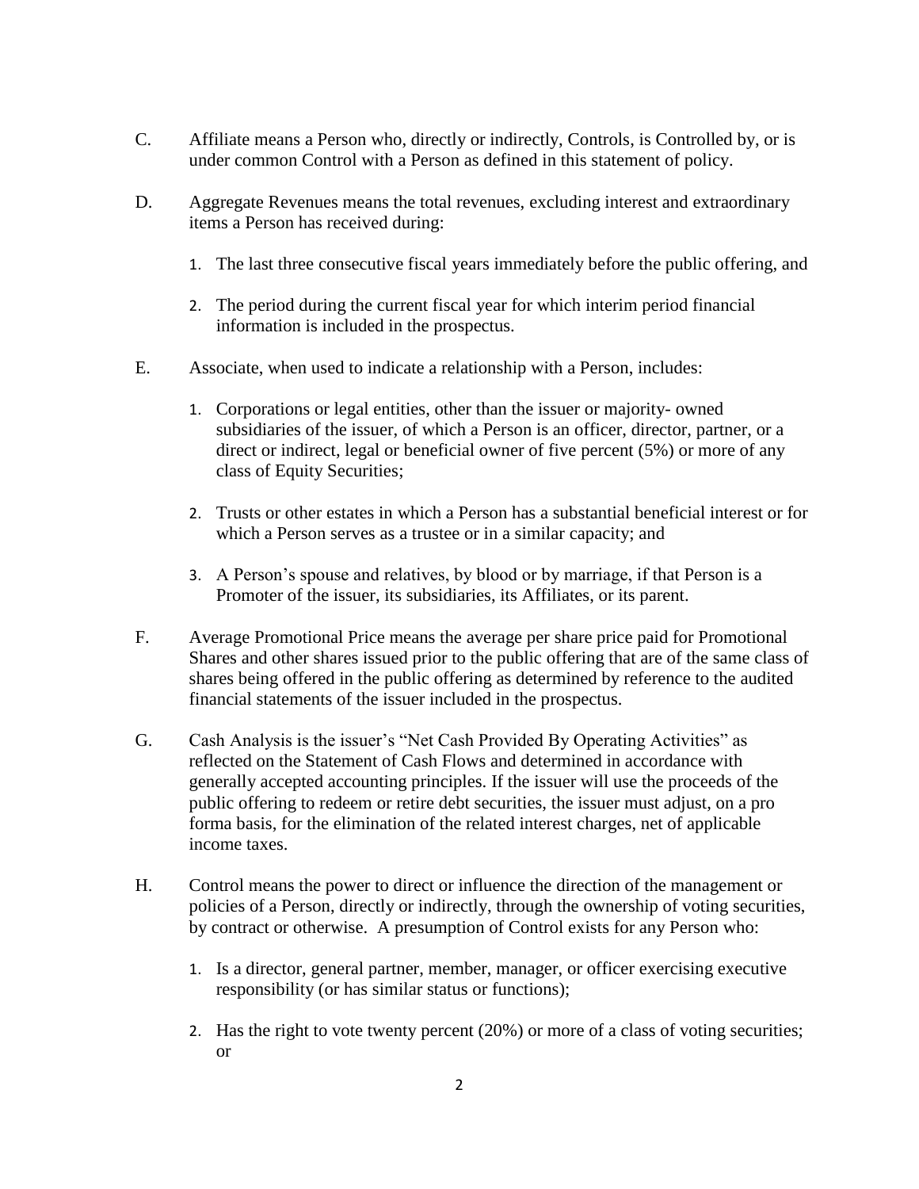C. Affiliate means a Person who, directly or indirectly, Controls, is Controlled by, or is under common Control with a Person as defined in this statement of policy.

D. Aggregate Revenues means the total revenues, excluding interest and extraordinary items a Person has received during:

1. The last three consecutive fiscal years immediately before the public offering, and

2. The period during the current fiscal year for which interim period financial information is included in the prospectus.

E. Associate, when used to indicate a relationship with a Person, includes:

1. Corporations or legal entities, other than the issuer or majority- owned subsidiaries of the issuer, of which a Person is an officer, director, partner, or a direct or indirect, legal or beneficial owner of five percent (5%) or more of any class of Equity Securities;

2. Trusts or other estates in which a Person has a substantial beneficial interest or for which a Person serves as a trustee or in a similar capacity; and

3. A Person's spouse and relatives, by blood or by marriage, if that Person is a Promoter of the issuer, its subsidiaries, its Affiliates, or its parent.

F. Average Promotional Price means the average per share price paid for Promotional Shares and other shares issued prior to the public offering that are of the same class of shares being offered in the public offering as determined by reference to the audited financial statements of the issuer included in the prospectus.

G. Cash Analysis is the issuer's "Net Cash Provided By Operating Activities" as reflected on the Statement of Cash Flows and determined in accordance with generally accepted accounting principles. If the issuer will use the proceeds of the public offering to redeem or retire debt securities, the issuer must adjust, on a pro forma basis, for the elimination of the related interest charges, net of applicable income taxes.

H. Control means the power to direct or influence the direction of the management or policies of a Person, directly or indirectly, through the ownership of voting securities, by contract or otherwise. A presumption of Control exists for any Person who:

1. Is a director, general partner, member, manager, or officer exercising executive responsibility (or has similar status or functions);

2. Has the right to vote twenty percent (20%) or more of a class of voting securities; or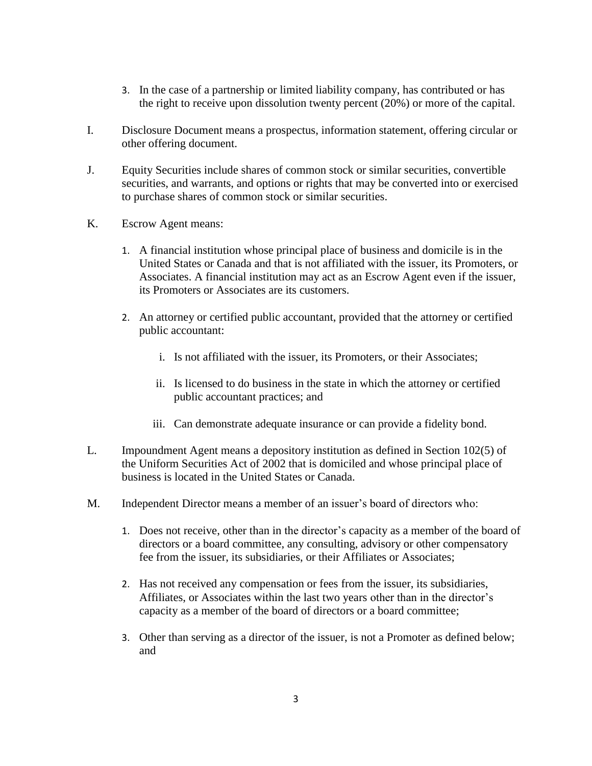3. In the case of a partnership or limited liability company, has contributed or has the right to receive upon dissolution twenty percent (20%) or more of the capital.

I. Disclosure Document means a prospectus, information statement, offering circular or other offering document.

J. Equity Securities include shares of common stock or similar securities, convertible securities, and warrants, and options or rights that may be converted into or exercised to purchase shares of common stock or similar securities.

K. Escrow Agent means:

1. A financial institution whose principal place of business and domicile is in the United States or Canada and that is not affiliated with the issuer, its Promoters, or Associates. A financial institution may act as an Escrow Agent even if the issuer, its Promoters or Associates are its customers.

2. An attorney or certified public accountant, provided that the attorney or certified public accountant:

   i. Is not affiliated with the issuer, its Promoters, or their Associates;

   ii. Is licensed to do business in the state in which the attorney or certified public accountant practices; and

   iii. Can demonstrate adequate insurance or can provide a fidelity bond.

L. Impoundment Agent means a depository institution as defined in Section 102(5) of the Uniform Securities Act of 2002 that is domiciled and whose principal place of business is located in the United States or Canada.

M. Independent Director means a member of an issuer's board of directors who:

1. Does not receive, other than in the director's capacity as a member of the board of directors or a board committee, any consulting, advisory or other compensatory fee from the issuer, its subsidiaries, or their Affiliates or Associates;

2. Has not received any compensation or fees from the issuer, its subsidiaries, Affiliates, or Associates within the last two years other than in the director's capacity as a member of the board of directors or a board committee;

3. Other than serving as a director of the issuer, is not a Promoter as defined below; and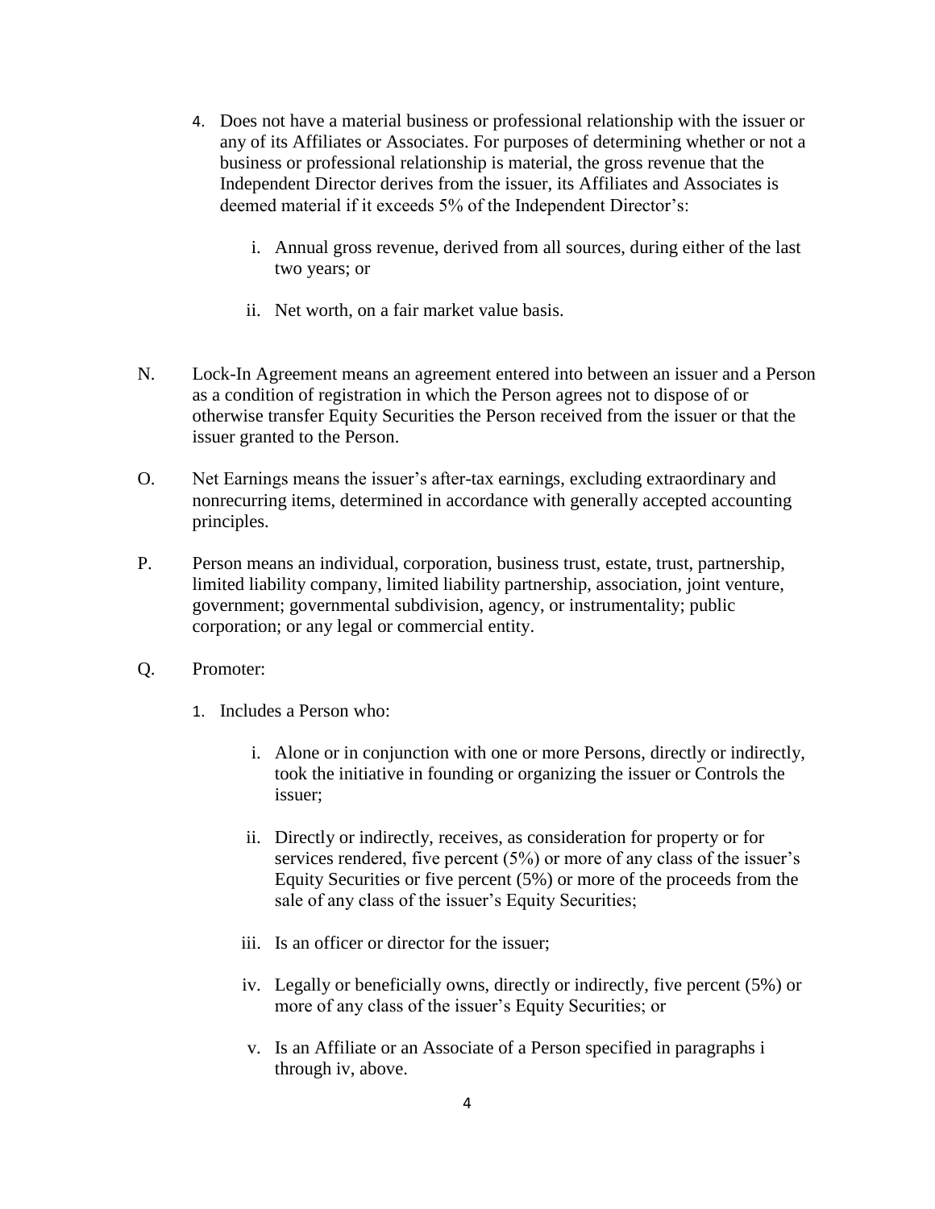4. Does not have a material business or professional relationship with the issuer or any of its Affiliates or Associates. For purposes of determining whether or not a business or professional relationship is material, the gross revenue that the Independent Director derives from the issuer, its Affiliates and Associates is deemed material if it exceeds 5% of the Independent Director's:

   i. Annual gross revenue, derived from all sources, during either of the last two years; or

   ii. Net worth, on a fair market value basis.

N. Lock-In Agreement means an agreement entered into between an issuer and a Person as a condition of registration in which the Person agrees not to dispose of or otherwise transfer Equity Securities the Person received from the issuer or that the issuer granted to the Person.

O. Net Earnings means the issuer's after-tax earnings, excluding extraordinary and nonrecurring items, determined in accordance with generally accepted accounting principles.

P. Person means an individual, corporation, business trust, estate, trust, partnership, limited liability company, limited liability partnership, association, joint venture, government; governmental subdivision, agency, or instrumentality; public corporation; or any legal or commercial entity.

Q. Promoter:

1. Includes a Person who:

   i. Alone or in conjunction with one or more Persons, directly or indirectly, took the initiative in founding or organizing the issuer or Controls the issuer;

   ii. Directly or indirectly, receives, as consideration for property or for services rendered, five percent (5%) or more of any class of the issuer's Equity Securities or five percent (5%) or more of the proceeds from the sale of any class of the issuer's Equity Securities;

   iii. Is an officer or director for the issuer;

   iv. Legally or beneficially owns, directly or indirectly, five percent (5%) or more of any class of the issuer's Equity Securities; or

   v. Is an Affiliate or an Associate of a Person specified in paragraphs i through iv, above.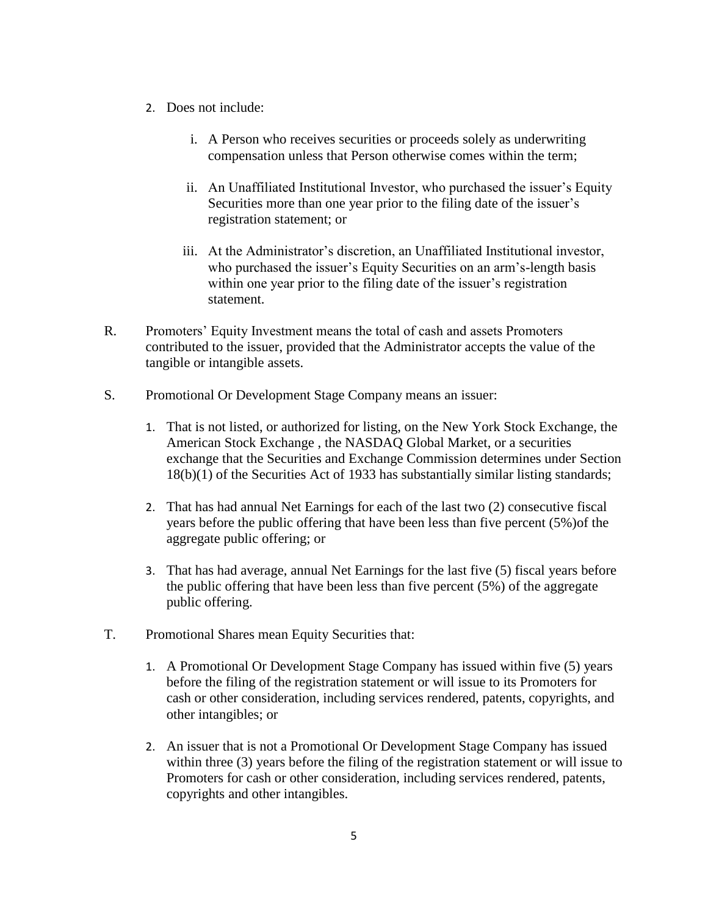2. Does not include:

    i. A Person who receives securities or proceeds solely as underwriting compensation unless that Person otherwise comes within the term;

    ii. An Unaffiliated Institutional Investor, who purchased the issuer's Equity Securities more than one year prior to the filing date of the issuer's registration statement; or

    iii. At the Administrator's discretion, an Unaffiliated Institutional investor, who purchased the issuer's Equity Securities on an arm's-length basis within one year prior to the filing date of the issuer's registration statement.

R. Promoters' Equity Investment means the total of cash and assets Promoters contributed to the issuer, provided that the Administrator accepts the value of the tangible or intangible assets.

S. Promotional Or Development Stage Company means an issuer:

1. That is not listed, or authorized for listing, on the New York Stock Exchange, the American Stock Exchange , the NASDAQ Global Market, or a securities exchange that the Securities and Exchange Commission determines under Section 18(b)(1) of the Securities Act of 1933 has substantially similar listing standards;

2. That has had annual Net Earnings for each of the last two (2) consecutive fiscal years before the public offering that have been less than five percent (5%)of the aggregate public offering; or

3. That has had average, annual Net Earnings for the last five (5) fiscal years before the public offering that have been less than five percent (5%) of the aggregate public offering.

T. Promotional Shares mean Equity Securities that:

1. A Promotional Or Development Stage Company has issued within five (5) years before the filing of the registration statement or will issue to its Promoters for cash or other consideration, including services rendered, patents, copyrights, and other intangibles; or

2. An issuer that is not a Promotional Or Development Stage Company has issued within three (3) years before the filing of the registration statement or will issue to Promoters for cash or other consideration, including services rendered, patents, copyrights and other intangibles.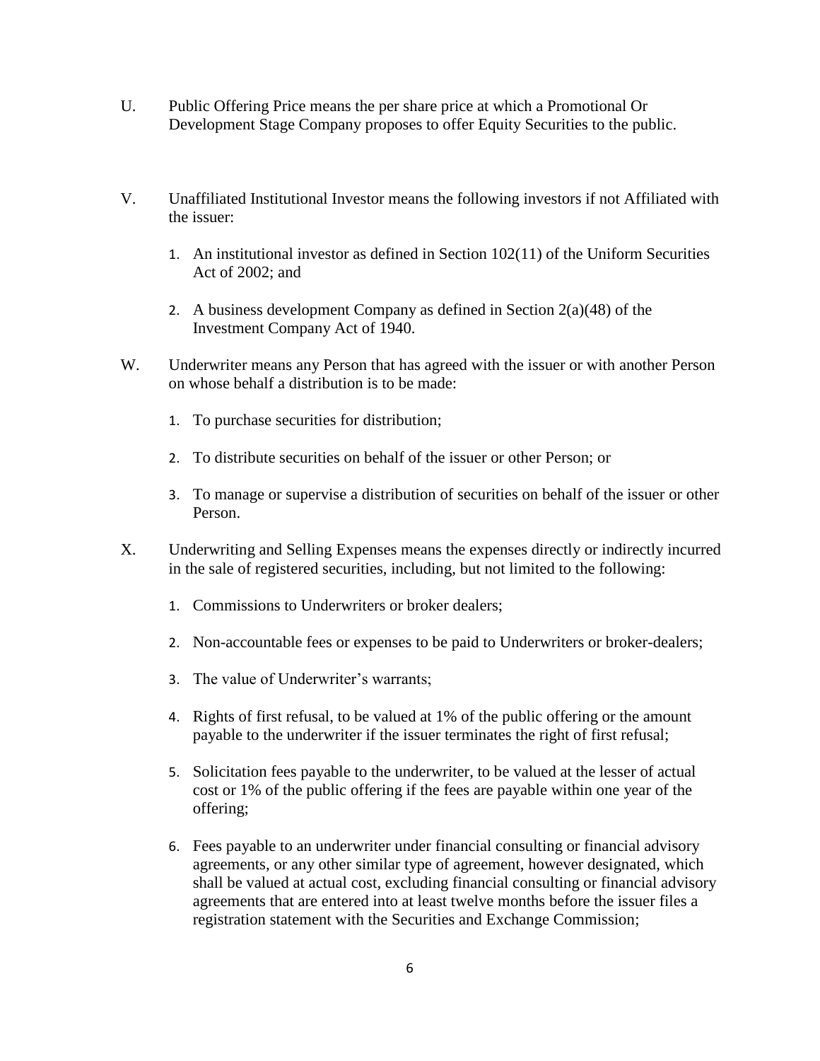U. Public Offering Price means the per share price at which a Promotional Or Development Stage Company proposes to offer Equity Securities to the public.

V. Unaffiliated Institutional Investor means the following investors if not Affiliated with the issuer:

1. An institutional investor as defined in Section 102(11) of the Uniform Securities Act of 2002; and

2. A business development Company as defined in Section 2(a)(48) of the Investment Company Act of 1940.

W. Underwriter means any Person that has agreed with the issuer or with another Person on whose behalf a distribution is to be made:

1. To purchase securities for distribution;

2. To distribute securities on behalf of the issuer or other Person; or

3. To manage or supervise a distribution of securities on behalf of the issuer or other Person.

X. Underwriting and Selling Expenses means the expenses directly or indirectly incurred in the sale of registered securities, including, but not limited to the following:

1. Commissions to Underwriters or broker dealers;

2. Non-accountable fees or expenses to be paid to Underwriters or broker-dealers;

3. The value of Underwriter's warrants;

4. Rights of first refusal, to be valued at 1% of the public offering or the amount payable to the underwriter if the issuer terminates the right of first refusal;

5. Solicitation fees payable to the underwriter, to be valued at the lesser of actual cost or 1% of the public offering if the fees are payable within one year of the offering;

6. Fees payable to an underwriter under financial consulting or financial advisory agreements, or any other similar type of agreement, however designated, which shall be valued at actual cost, excluding financial consulting or financial advisory agreements that are entered into at least twelve months before the issuer files a registration statement with the Securities and Exchange Commission;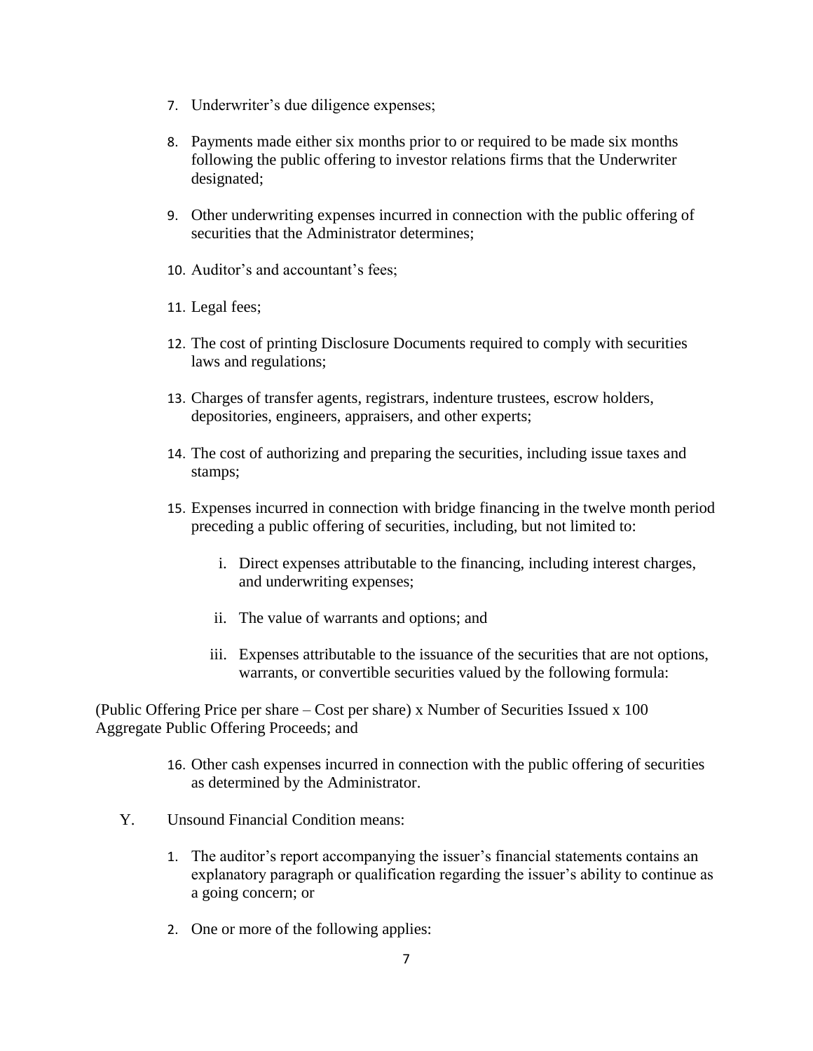7. Underwriter's due diligence expenses;

8. Payments made either six months prior to or required to be made six months following the public offering to investor relations firms that the Underwriter designated;

9. Other underwriting expenses incurred in connection with the public offering of securities that the Administrator determines;

10. Auditor's and accountant's fees;

11. Legal fees;

12. The cost of printing Disclosure Documents required to comply with securities laws and regulations;

13. Charges of transfer agents, registrars, indenture trustees, escrow holders, depositories, engineers, appraisers, and other experts;

14. The cost of authorizing and preparing the securities, including issue taxes and stamps;

15. Expenses incurred in connection with bridge financing in the twelve month period preceding a public offering of securities, including, but not limited to:

    i. Direct expenses attributable to the financing, including interest charges, and underwriting expenses;

    ii. The value of warrants and options; and

    iii. Expenses attributable to the issuance of the securities that are not options, warrants, or convertible securities valued by the following formula:

(Public Offering Price per share – Cost per share) x Number of Securities Issued x 100
Aggregate Public Offering Proceeds; and

16. Other cash expenses incurred in connection with the public offering of securities as determined by the Administrator.

Y. Unsound Financial Condition means:

1. The auditor's report accompanying the issuer's financial statements contains an explanatory paragraph or qualification regarding the issuer's ability to continue as a going concern; or

2. One or more of the following applies: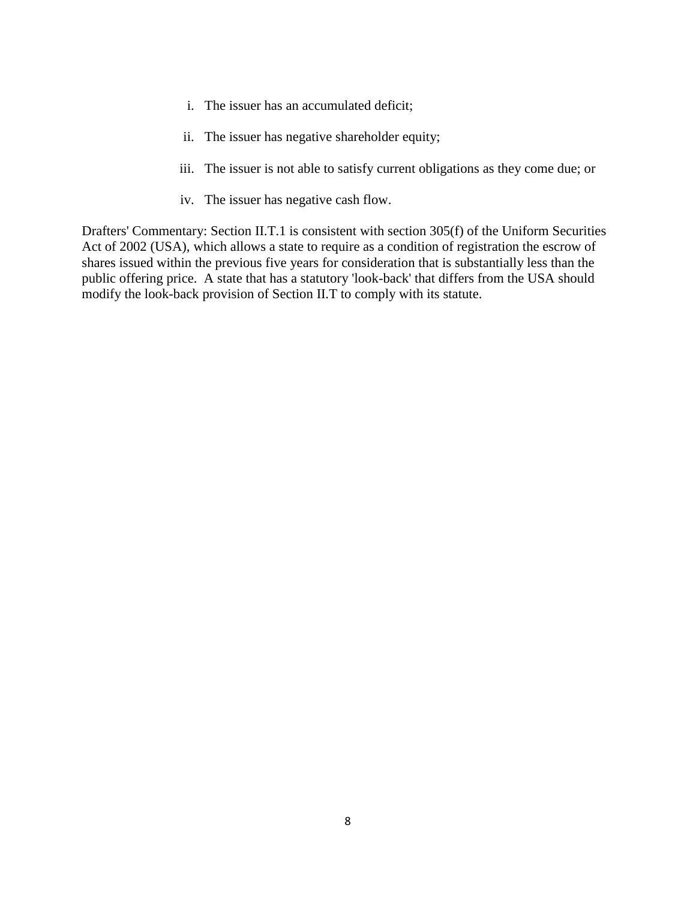i. The issuer has an accumulated deficit;

ii. The issuer has negative shareholder equity;

iii. The issuer is not able to satisfy current obligations as they come due; or

iv. The issuer has negative cash flow.

Drafters' Commentary: Section II.T.1 is consistent with section 305(f) of the Uniform Securities Act of 2002 (USA), which allows a state to require as a condition of registration the escrow of shares issued within the previous five years for consideration that is substantially less than the public offering price. A state that has a statutory 'look-back' that differs from the USA should modify the look-back provision of Section II.T to comply with its statute.